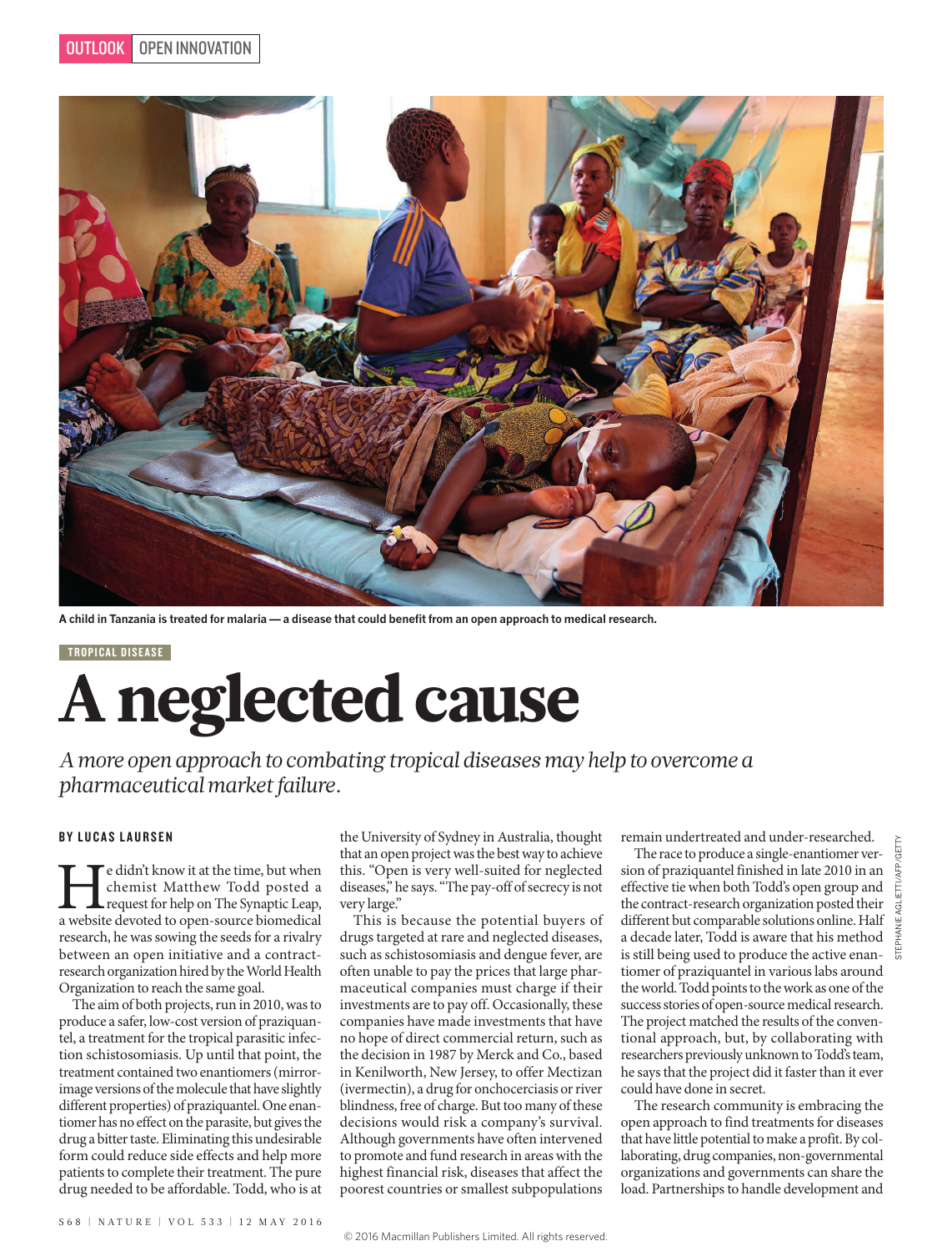OUTLOOK OPEN INNOVATION

A child in Tanzania is treated for malaria — a disease that could benefit from an open approach to medical research.

TROPICAL DISEASE

# A neglected cause

*A more open approach to combating tropical diseases may help to overcome a pharmaceutical market failure.*

**BY LUCAS LAURSEN**

He didn't know it at the time, but when chemist Matthew Todd posted a request for help on The Synaptic Leap, a website devoted to open-source biomedical research, he was sowing the seeds for a rivalry between an open initiative and a contract-research organization hired by the World Health Organization to reach the same goal.

The aim of both projects, run in 2010, was to produce a safer, low-cost version of praziquantel, a treatment for the tropical parasitic infection schistosomiasis. Up until that point, the treatment contained two enantiomers (mirror-image versions of the molecule that have slightly different properties) of praziquantel. One enantiomer has no effect on the parasite, but gives the drug a bitter taste. Eliminating this undesirable form could reduce side effects and help more patients to complete their treatment. The pure drug needed to be affordable. Todd, who is at the University of Sydney in Australia, thought that an open project was the best way to achieve this. "Open is very well-suited for neglected diseases," he says. "The pay-off of secrecy is not very large."

This is because the potential buyers of drugs targeted at rare and neglected diseases, such as schistosomiasis and dengue fever, are often unable to pay the prices that large pharmaceutical companies must charge if their investments are to pay off. Occasionally, these companies have made investments that have no hope of direct commercial return, such as the decision in 1987 by Merck and Co., based in Kenilworth, New Jersey, to offer Mectizan (ivermectin), a drug for onchocerciasis or river blindness, free of charge. But too many of these decisions would risk a company's survival. Although governments have often intervened to promote and fund research in areas with the highest financial risk, diseases that affect the poorest countries or smallest subpopulations remain undertreated and under-researched.

The race to produce a single-enantiomer version of praziquantel finished in late 2010 in an effective tie when both Todd's open group and the contract-research organization posted their different but comparable solutions online. Half a decade later, Todd is aware that his method is still being used to produce the active enantiomer of praziquantel in various labs around the world. Todd points to the work as one of the success stories of open-source medical research. The project matched the results of the conventional approach, but, by collaborating with researchers previously unknown to Todd's team, he says that the project did it faster than it ever could have done in secret.

The research community is embracing the open approach to find treatments for diseases that have little potential to make a profit. By collaborating, drug companies, non-governmental organizations and governments can share the load. Partnerships to handle development and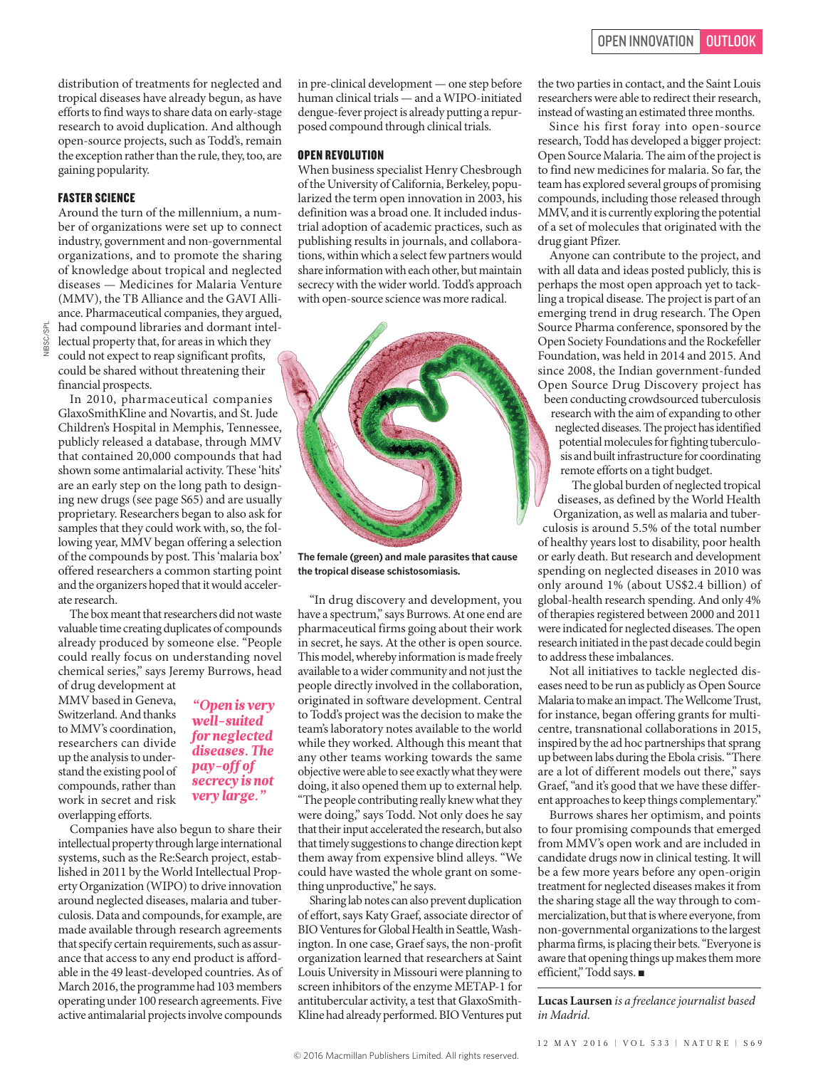distribution of treatments for neglected and tropical diseases have already begun, as have efforts to find ways to share data on early-stage research to avoid duplication. And although open-source projects, such as Todd's, remain the exception rather than the rule, they, too, are gaining popularity.

## FASTER SCIENCE

Around the turn of the millennium, a number of organizations were set up to connect industry, government and non-governmental organizations, and to promote the sharing of knowledge about tropical and neglected diseases — Medicines for Malaria Venture (MMV), the TB Alliance and the GAVI Alliance. Pharmaceutical companies, they argued, had compound libraries and dormant intellectual property that, for areas in which they could not expect to reap significant profits, could be shared without threatening their financial prospects.

In 2010, pharmaceutical companies GlaxoSmithKline and Novartis, and St. Jude Children's Hospital in Memphis, Tennessee, publicly released a database, through MMV that contained 20,000 compounds that had shown some antimalarial activity. These 'hits' are an early step on the long path to designing new drugs (see page S65) and are usually proprietary. Researchers began to also ask for samples that they could work with, so, the following year, MMV began offering a selection of the compounds by post. This 'malaria box' offered researchers a common starting point and the organizers hoped that it would accelerate research.

The box meant that researchers did not waste valuable time creating duplicates of compounds already produced by someone else. "People could really focus on understanding novel chemical series," says Jeremy Burrows, head of drug development at MMV based in Geneva, Switzerland. And thanks to MMV's coordination, researchers can divide up the analysis to understand the existing pool of compounds, rather than work in secret and risk overlapping efforts.

> *"Open is very well-suited for neglected diseases. The pay-off of secrecy is not very large."*

Companies have also begun to share their intellectual property through large international systems, such as the Re:Search project, established in 2011 by the World Intellectual Property Organization (WIPO) to drive innovation around neglected diseases, malaria and tuberculosis. Data and compounds, for example, are made available through research agreements that specify certain requirements, such as assurance that access to any end product is affordable in the 49 least-developed countries. As of March 2016, the programme had 103 members operating under 100 research agreements. Five active antimalarial projects involve compounds in pre-clinical development — one step before human clinical trials — and a WIPO-initiated dengue-fever project is already putting a repurposed compound through clinical trials.

## OPEN REVOLUTION

When business specialist Henry Chesbrough of the University of California, Berkeley, popularized the term open innovation in 2003, his definition was a broad one. It included industrial adoption of academic practices, such as publishing results in journals, and collaborations, within which a select few partners would share information with each other, but maintain secrecy with the wider world. Todd's approach with open-source science was more radical.

The female (green) and male parasites that cause the tropical disease schistosomiasis.

"In drug discovery and development, you have a spectrum," says Burrows. At one end are pharmaceutical firms going about their work in secret, he says. At the other is open source. This model, whereby information is made freely available to a wider community and not just the people directly involved in the collaboration, originated in software development. Central to Todd's project was the decision to make the team's laboratory notes available to the world while they worked. Although this meant that any other teams working towards the same objective were able to see exactly what they were doing, it also opened them up to external help. "The people contributing really knew what they were doing," says Todd. Not only does he say that their input accelerated the research, but also that timely suggestions to change direction kept them away from expensive blind alleys. "We could have wasted the whole grant on something unproductive," he says.

Sharing lab notes can also prevent duplication of effort, says Katy Graef, associate director of BIO Ventures for Global Health in Seattle, Washington. In one case, Graef says, the non-profit organization learned that researchers at Saint Louis University in Missouri were planning to screen inhibitors of the enzyme METAP-1 for antitubercular activity, a test that GlaxoSmithKline had already performed. BIO Ventures put the two parties in contact, and the Saint Louis researchers were able to redirect their research, instead of wasting an estimated three months.

Since his first foray into open-source research, Todd has developed a bigger project: Open Source Malaria. The aim of the project is to find new medicines for malaria. So far, the team has explored several groups of promising compounds, including those released through MMV, and it is currently exploring the potential of a set of molecules that originated with the drug giant Pfizer.

Anyone can contribute to the project, and with all data and ideas posted publicly, this is perhaps the most open approach yet to tackling a tropical disease. The project is part of an emerging trend in drug research. The Open Source Pharma conference, sponsored by the Open Society Foundations and the Rockefeller Foundation, was held in 2014 and 2015. And since 2008, the Indian government-funded Open Source Drug Discovery project has been conducting crowdsourced tuberculosis research with the aim of expanding to other neglected diseases. The project has identified potential molecules for fighting tuberculosis and built infrastructure for coordinating remote efforts on a tight budget.

The global burden of neglected tropical diseases, as defined by the World Health Organization, as well as malaria and tuberculosis is around 5.5% of the total number of healthy years lost to disability, poor health or early death. But research and development spending on neglected diseases in 2010 was only around 1% (about US$2.4 billion) of global-health research spending. And only 4% of therapies registered between 2000 and 2011 were indicated for neglected diseases. The open research initiated in the past decade could begin to address these imbalances.

Not all initiatives to tackle neglected diseases need to be run as publicly as Open Source Malaria to make an impact. The Wellcome Trust, for instance, began offering grants for multi-centre, transnational collaborations in 2015, inspired by the ad hoc partnerships that sprang up between labs during the Ebola crisis. "There are a lot of different models out there," says Graef, "and it's good that we have these different approaches to keep things complementary."

Burrows shares her optimism, and points to four promising compounds that emerged from MMV's open work and are included in candidate drugs now in clinical testing. It will be a few more years before any open-origin treatment for neglected diseases makes it from the sharing stage all the way through to commercialization, but that is where everyone, from non-governmental organizations to the largest pharma firms, is placing their bets. "Everyone is aware that opening things up makes them more efficient," Todd says. ■

**Lucas Laursen** *is a freelance journalist based in Madrid.*